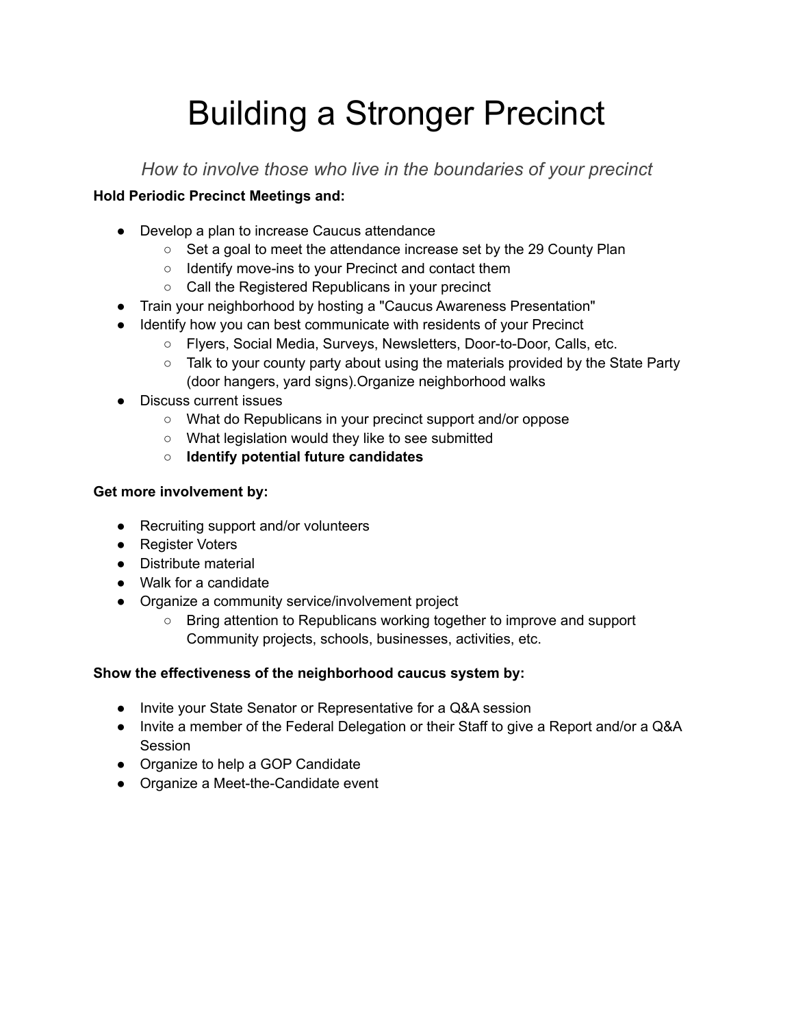# Building a Stronger Precinct

*How to involve those who live in the boundaries of your precinct*

**Hold Periodic Precinct Meetings and:**

- Develop a plan to increase Caucus attendance
  - Set a goal to meet the attendance increase set by the 29 County Plan
  - Identify move-ins to your Precinct and contact them
  - Call the Registered Republicans in your precinct
- Train your neighborhood by hosting a "Caucus Awareness Presentation"
- Identify how you can best communicate with residents of your Precinct
  - Flyers, Social Media, Surveys, Newsletters, Door-to-Door, Calls, etc.
  - Talk to your county party about using the materials provided by the State Party (door hangers, yard signs).Organize neighborhood walks
- Discuss current issues
  - What do Republicans in your precinct support and/or oppose
  - What legislation would they like to see submitted
  - **Identify potential future candidates**

**Get more involvement by:**

- Recruiting support and/or volunteers
- Register Voters
- Distribute material
- Walk for a candidate
- Organize a community service/involvement project
  - Bring attention to Republicans working together to improve and support Community projects, schools, businesses, activities, etc.

**Show the effectiveness of the neighborhood caucus system by:**

- Invite your State Senator or Representative for a Q&A session
- Invite a member of the Federal Delegation or their Staff to give a Report and/or a Q&A Session
- Organize to help a GOP Candidate
- Organize a Meet-the-Candidate event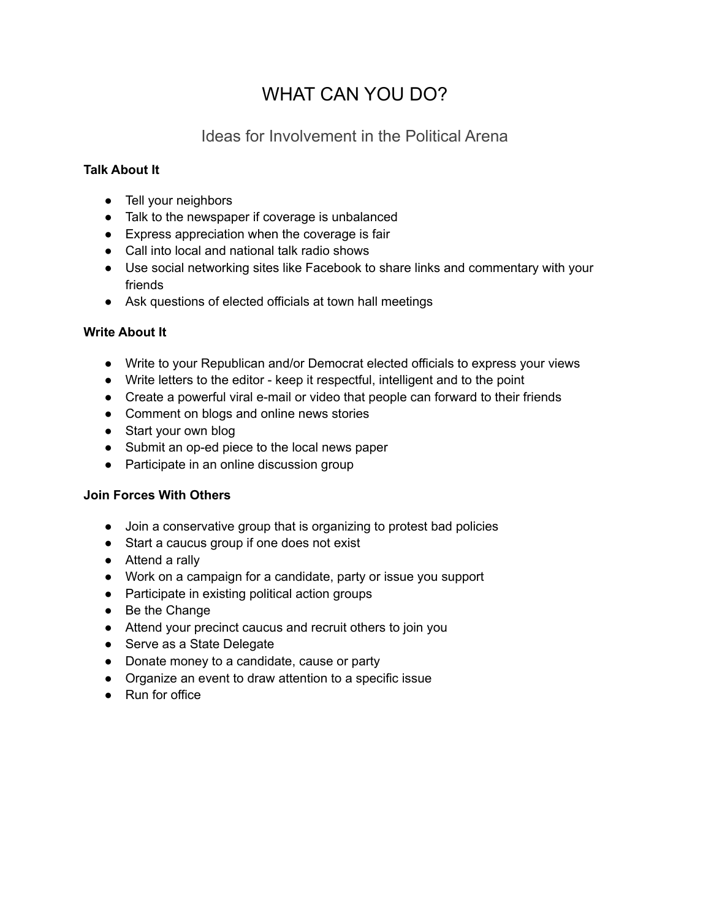# WHAT CAN YOU DO?

## Ideas for Involvement in the Political Arena

**Talk About It**

- Tell your neighbors
- Talk to the newspaper if coverage is unbalanced
- Express appreciation when the coverage is fair
- Call into local and national talk radio shows
- Use social networking sites like Facebook to share links and commentary with your friends
- Ask questions of elected officials at town hall meetings

**Write About It**

- Write to your Republican and/or Democrat elected officials to express your views
- Write letters to the editor - keep it respectful, intelligent and to the point
- Create a powerful viral e-mail or video that people can forward to their friends
- Comment on blogs and online news stories
- Start your own blog
- Submit an op-ed piece to the local news paper
- Participate in an online discussion group

**Join Forces With Others**

- Join a conservative group that is organizing to protest bad policies
- Start a caucus group if one does not exist
- Attend a rally
- Work on a campaign for a candidate, party or issue you support
- Participate in existing political action groups
- Be the Change
- Attend your precinct caucus and recruit others to join you
- Serve as a State Delegate
- Donate money to a candidate, cause or party
- Organize an event to draw attention to a specific issue
- Run for office